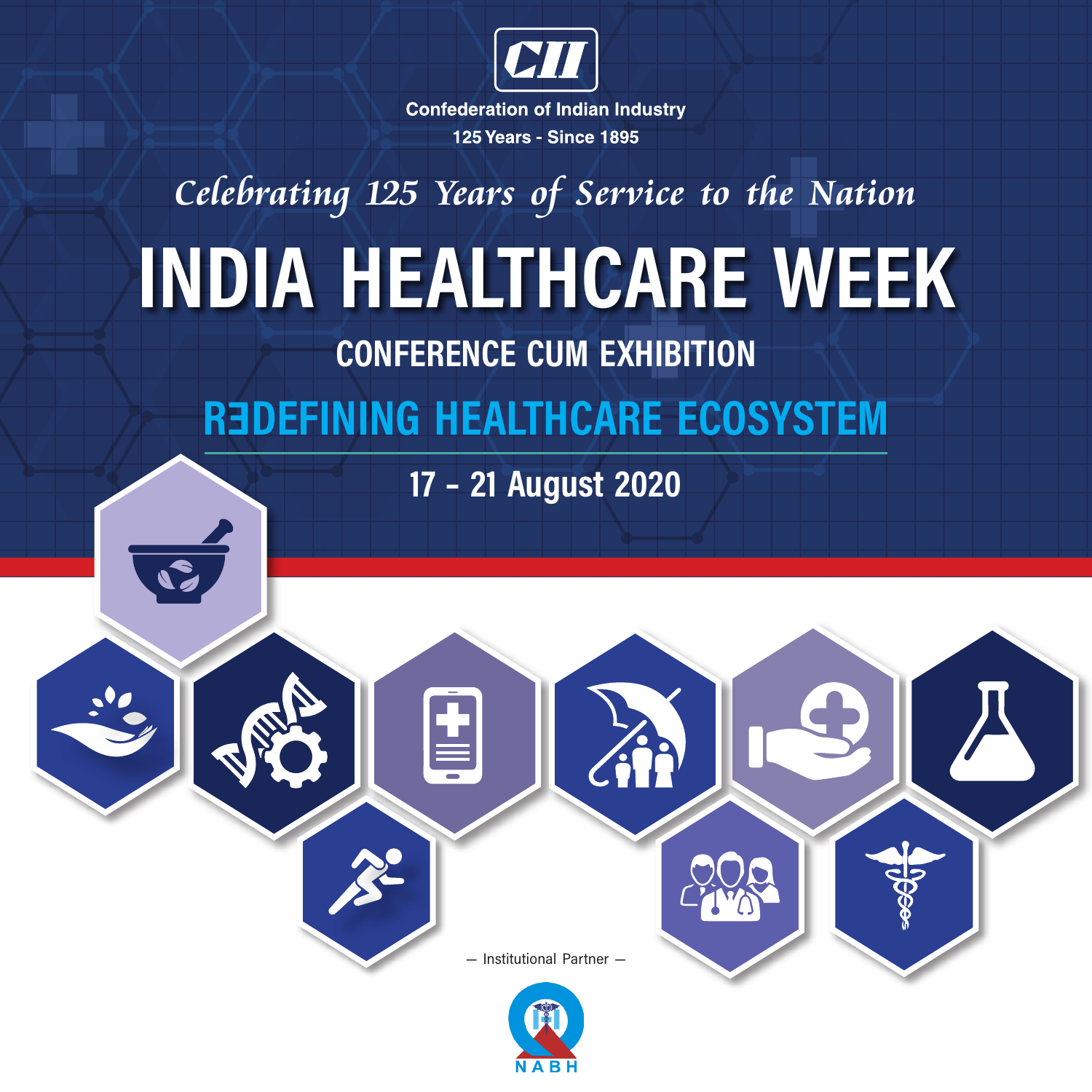CII

Confederation of Indian Industry

125 Years - Since 1895

*Celebrating 125 Years of Service to the Nation*

# INDIA HEALTHCARE WEEK

## CONFERENCE CUM EXHIBITION

## REDEFINING HEALTHCARE ECOSYSTEM

**17 - 21 August 2020**

— Institutional Partner —

NABH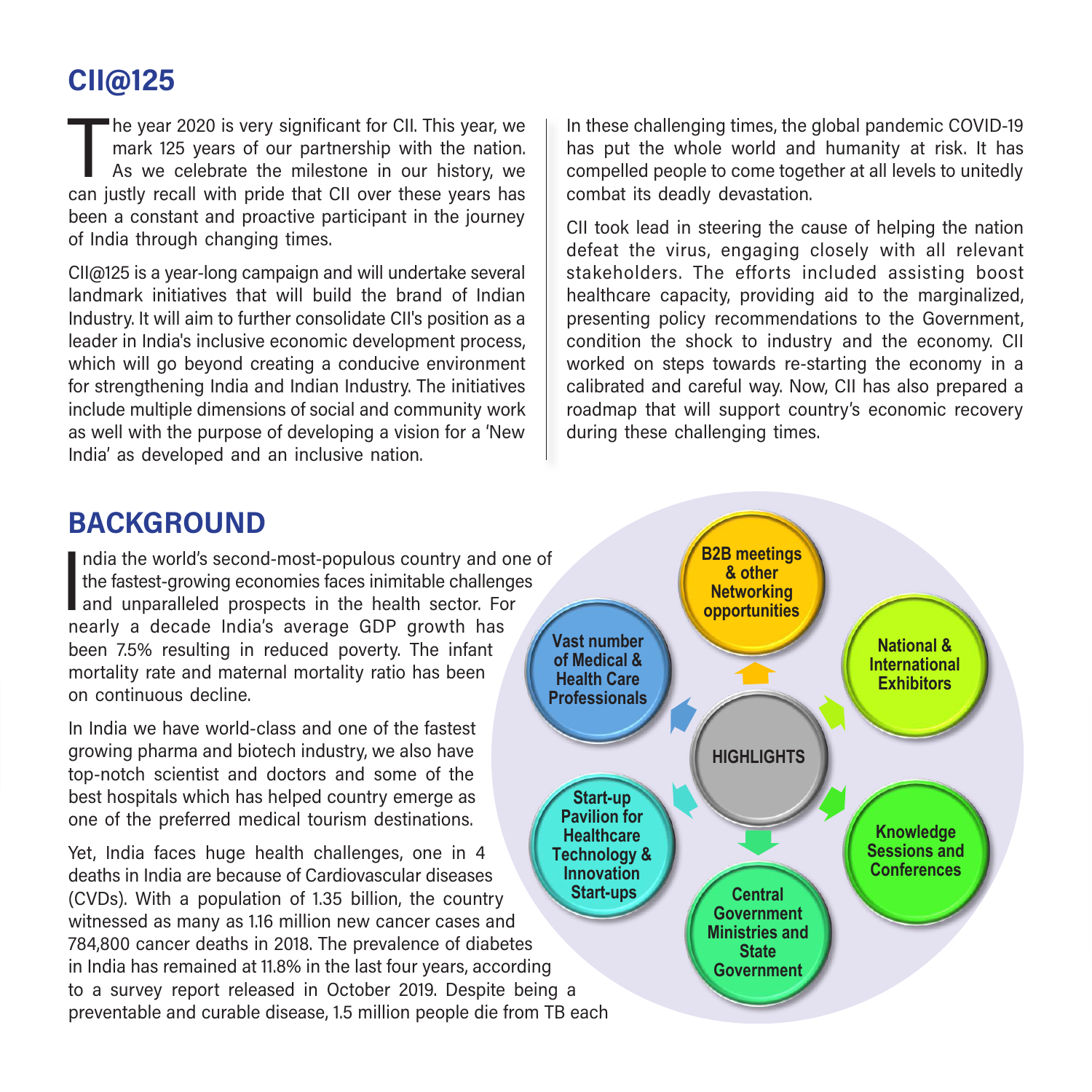## CII@125

The year 2020 is very significant for CII. This year, we mark 125 years of our partnership with the nation. As we celebrate the milestone in our history, we can justly recall with pride that CII over these years has been a constant and proactive participant in the journey of India through changing times.

CII@125 is a year-long campaign and will undertake several landmark initiatives that will build the brand of Indian Industry. It will aim to further consolidate CII's position as a leader in India's inclusive economic development process, which will go beyond creating a conducive environment for strengthening India and Indian Industry. The initiatives include multiple dimensions of social and community work as well with the purpose of developing a vision for a 'New India' as developed and an inclusive nation.

In these challenging times, the global pandemic COVID-19 has put the whole world and humanity at risk. It has compelled people to come together at all levels to unitedly combat its deadly devastation.

CII took lead in steering the cause of helping the nation defeat the virus, engaging closely with all relevant stakeholders. The efforts included assisting boost healthcare capacity, providing aid to the marginalized, presenting policy recommendations to the Government, condition the shock to industry and the economy. CII worked on steps towards re-starting the economy in a calibrated and careful way. Now, CII has also prepared a roadmap that will support country's economic recovery during these challenging times.

## BACKGROUND

India the world's second-most-populous country and one of the fastest-growing economies faces inimitable challenges and unparalleled prospects in the health sector. For nearly a decade India's average GDP growth has been 7.5% resulting in reduced poverty. The infant mortality rate and maternal mortality ratio has been on continuous decline.

In India we have world-class and one of the fastest growing pharma and biotech industry, we also have top-notch scientist and doctors and some of the best hospitals which has helped country emerge as one of the preferred medical tourism destinations.

Yet, India faces huge health challenges, one in 4 deaths in India are because of Cardiovascular diseases (CVDs). With a population of 1.35 billion, the country witnessed as many as 1.16 million new cancer cases and 784,800 cancer deaths in 2018. The prevalence of diabetes in India has remained at 11.8% in the last four years, according to a survey report released in October 2019. Despite being a preventable and curable disease, 1.5 million people die from TB each

HIGHLIGHTS

B2B meetings & other Networking opportunities

National & International Exhibitors

Knowledge Sessions and Conferences

Central Government Ministries and State Government

Start-up Pavilion for Healthcare Technology & Innovation Start-ups

Vast number of Medical & Health Care Professionals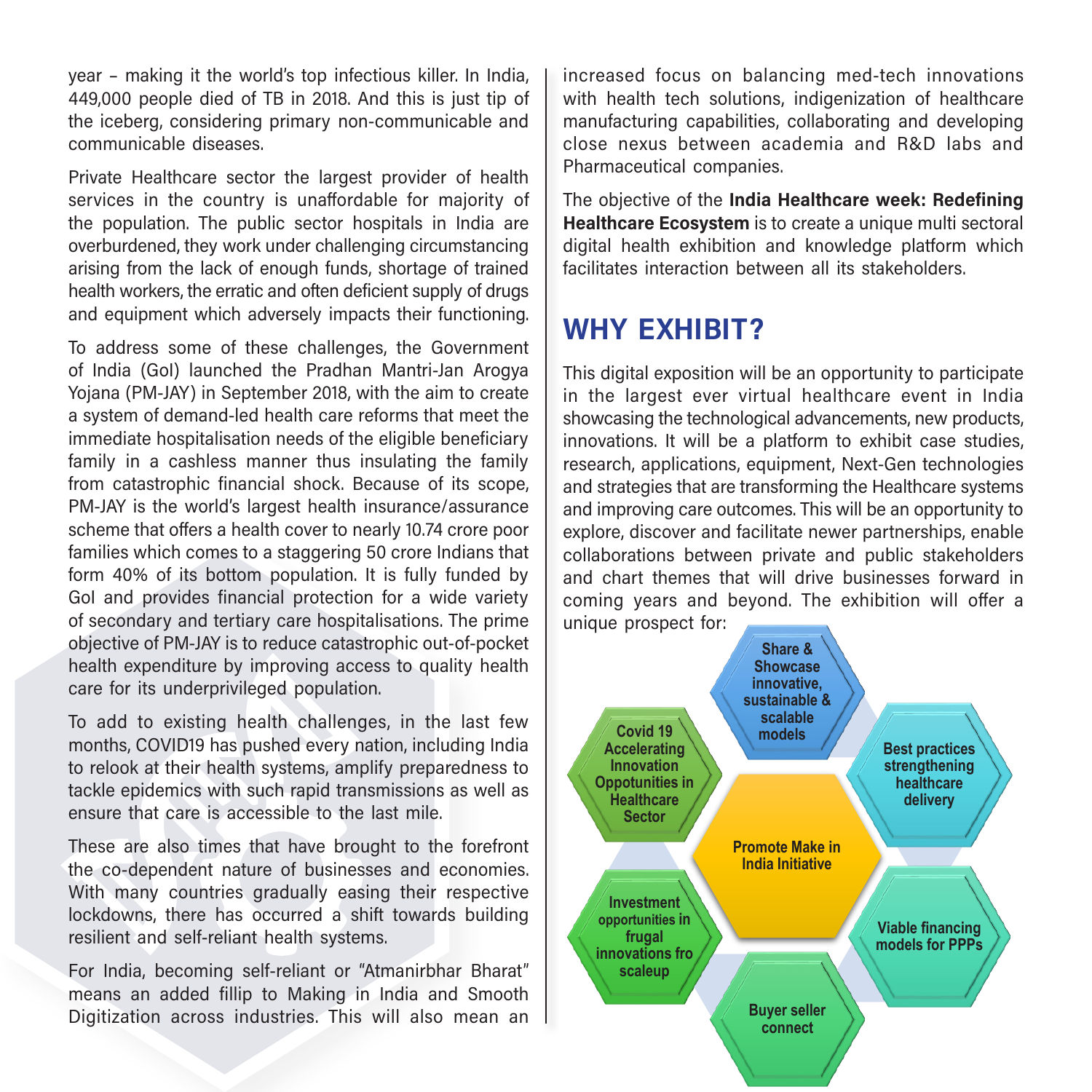year – making it the world's top infectious killer. In India, 449,000 people died of TB in 2018. And this is just tip of the iceberg, considering primary non-communicable and communicable diseases.

Private Healthcare sector the largest provider of health services in the country is unaffordable for majority of the population. The public sector hospitals in India are overburdened, they work under challenging circumstancing arising from the lack of enough funds, shortage of trained health workers, the erratic and often deficient supply of drugs and equipment which adversely impacts their functioning.

To address some of these challenges, the Government of India (GoI) launched the Pradhan Mantri-Jan Arogya Yojana (PM-JAY) in September 2018, with the aim to create a system of demand-led health care reforms that meet the immediate hospitalisation needs of the eligible beneficiary family in a cashless manner thus insulating the family from catastrophic financial shock. Because of its scope, PM-JAY is the world's largest health insurance/assurance scheme that offers a health cover to nearly 10.74 crore poor families which comes to a staggering 50 crore Indians that form 40% of its bottom population. It is fully funded by GoI and provides financial protection for a wide variety of secondary and tertiary care hospitalisations. The prime objective of PM-JAY is to reduce catastrophic out-of-pocket health expenditure by improving access to quality health care for its underprivileged population.

To add to existing health challenges, in the last few months, COVID19 has pushed every nation, including India to relook at their health systems, amplify preparedness to tackle epidemics with such rapid transmissions as well as ensure that care is accessible to the last mile.

These are also times that have brought to the forefront the co-dependent nature of businesses and economies. With many countries gradually easing their respective lockdowns, there has occurred a shift towards building resilient and self-reliant health systems.

For India, becoming self-reliant or "Atmanirbhar Bharat" means an added fillip to Making in India and Smooth Digitization across industries. This will also mean an increased focus on balancing med-tech innovations with health tech solutions, indigenization of healthcare manufacturing capabilities, collaborating and developing close nexus between academia and R&D labs and Pharmaceutical companies.

The objective of the **India Healthcare week: Redefining Healthcare Ecosystem** is to create a unique multi sectoral digital health exhibition and knowledge platform which facilitates interaction between all its stakeholders.

## WHY EXHIBIT?

This digital exposition will be an opportunity to participate in the largest ever virtual healthcare event in India showcasing the technological advancements, new products, innovations. It will be a platform to exhibit case studies, research, applications, equipment, Next-Gen technologies and strategies that are transforming the Healthcare systems and improving care outcomes. This will be an opportunity to explore, discover and facilitate newer partnerships, enable collaborations between private and public stakeholders and chart themes that will drive businesses forward in coming years and beyond. The exhibition will offer a unique prospect for:

Share & Showcase innovative, sustainable & scalable models

Best practices strengthening healthcare delivery

Viable financing models for PPPs

Buyer seller connect

Investment opportunities in frugal innovations fro scaleup

Covid 19 Accelerating Innovation Oppotunities in Healthcare Sector

Promote Make in India Initiative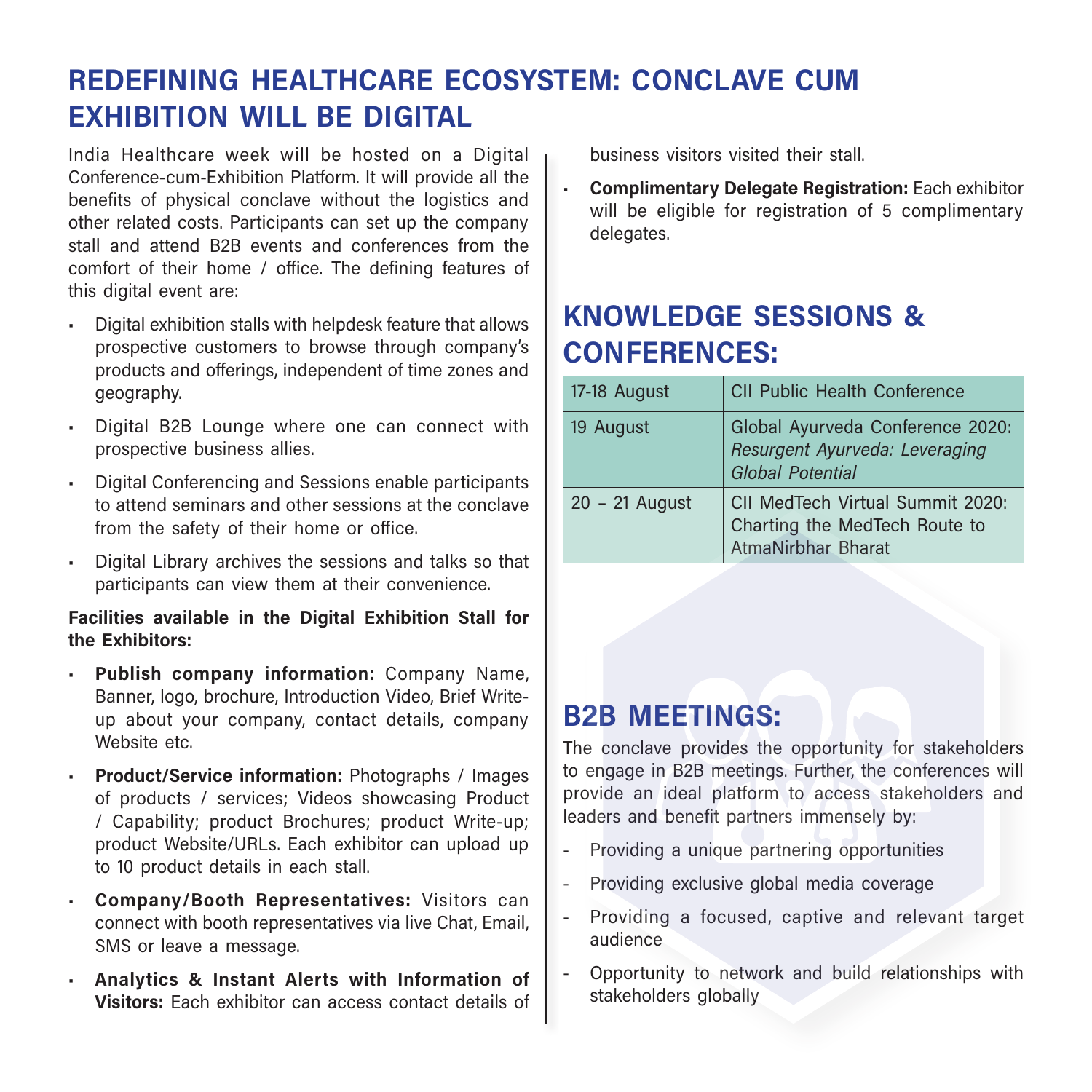# REDEFINING HEALTHCARE ECOSYSTEM: CONCLAVE CUM EXHIBITION WILL BE DIGITAL

India Healthcare week will be hosted on a Digital Conference-cum-Exhibition Platform. It will provide all the benefits of physical conclave without the logistics and other related costs. Participants can set up the company stall and attend B2B events and conferences from the comfort of their home / office. The defining features of this digital event are:

- Digital exhibition stalls with helpdesk feature that allows prospective customers to browse through company's products and offerings, independent of time zones and geography.
- Digital B2B Lounge where one can connect with prospective business allies.
- Digital Conferencing and Sessions enable participants to attend seminars and other sessions at the conclave from the safety of their home or office.
- Digital Library archives the sessions and talks so that participants can view them at their convenience.

**Facilities available in the Digital Exhibition Stall for the Exhibitors:**

- **Publish company information:** Company Name, Banner, logo, brochure, Introduction Video, Brief Write-up about your company, contact details, company Website etc.
- **Product/Service information:** Photographs / Images of products / services; Videos showcasing Product / Capability; product Brochures; product Write-up; product Website/URLs. Each exhibitor can upload up to 10 product details in each stall.
- **Company/Booth Representatives:** Visitors can connect with booth representatives via live Chat, Email, SMS or leave a message.
- **Analytics & Instant Alerts with Information of Visitors:** Each exhibitor can access contact details of business visitors visited their stall.
- **Complimentary Delegate Registration:** Each exhibitor will be eligible for registration of 5 complimentary delegates.

## KNOWLEDGE SESSIONS & CONFERENCES:

| | |
|---|---|
| 17-18 August | CII Public Health Conference |
| 19 August | Global Ayurveda Conference 2020: *Resurgent Ayurveda: Leveraging Global Potential* |
| 20 – 21 August | CII MedTech Virtual Summit 2020: Charting the MedTech Route to AtmaNirbhar Bharat |

## B2B MEETINGS:

The conclave provides the opportunity for stakeholders to engage in B2B meetings. Further, the conferences will provide an ideal platform to access stakeholders and leaders and benefit partners immensely by:

- Providing a unique partnering opportunities
- Providing exclusive global media coverage
- Providing a focused, captive and relevant target audience
- Opportunity to network and build relationships with stakeholders globally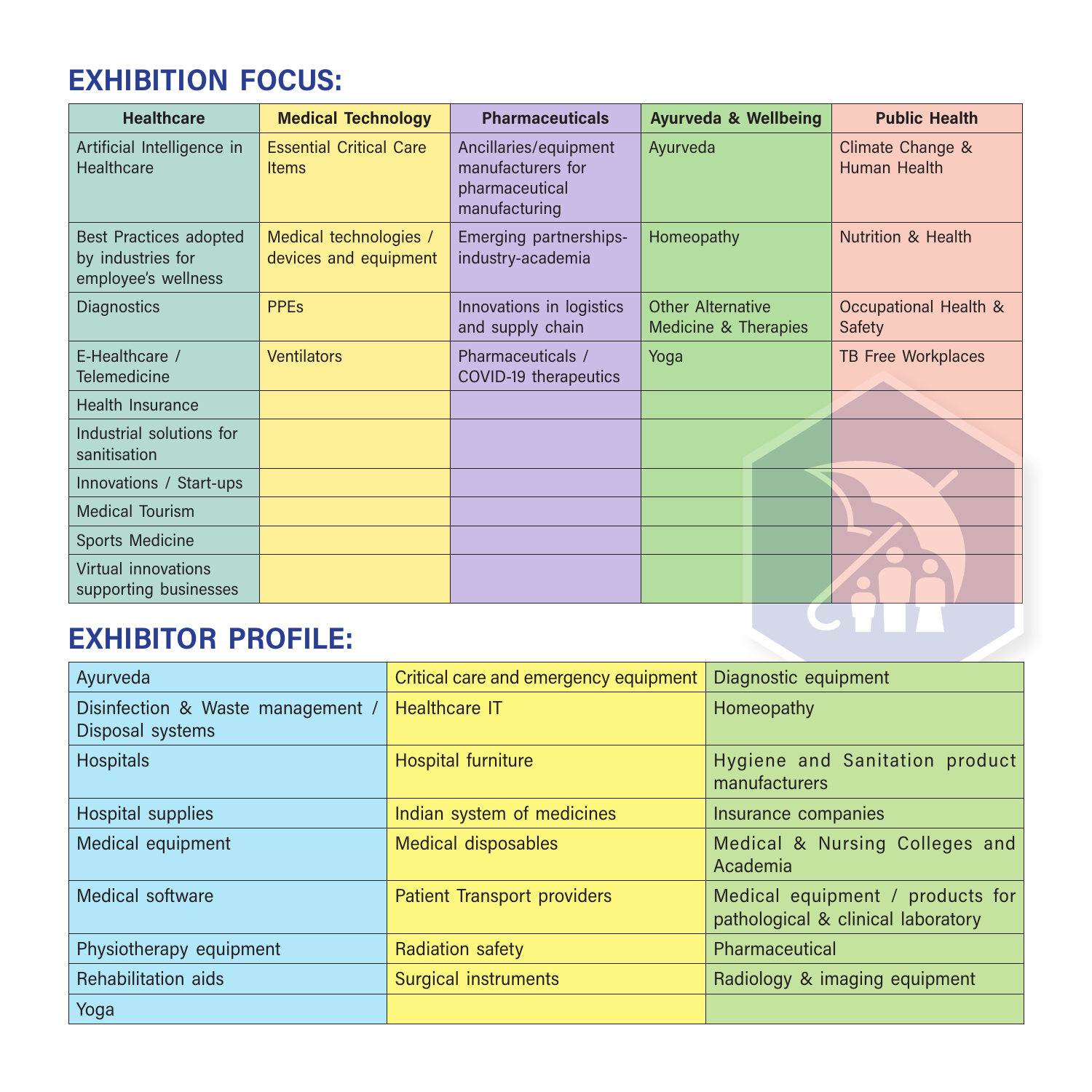## EXHIBITION FOCUS:

| Healthcare | Medical Technology | Pharmaceuticals | Ayurveda & Wellbeing | Public Health |
|---|---|---|---|---|
| Artificial Intelligence in Healthcare | Essential Critical Care Items | Ancillaries/equipment manufacturers for pharmaceutical manufacturing | Ayurveda | Climate Change & Human Health |
| Best Practices adopted by industries for employee's wellness | Medical technologies / devices and equipment | Emerging partnerships- industry-academia | Homeopathy | Nutrition & Health |
| Diagnostics | PPEs | Innovations in logistics and supply chain | Other Alternative Medicine & Therapies | Occupational Health & Safety |
| E-Healthcare / Telemedicine | Ventilators | Pharmaceuticals / COVID-19 therapeutics | Yoga | TB Free Workplaces |
| Health Insurance | | | | |
| Industrial solutions for sanitisation | | | | |
| Innovations / Start-ups | | | | |
| Medical Tourism | | | | |
| Sports Medicine | | | | |
| Virtual innovations supporting businesses | | | | |

## EXHIBITOR PROFILE:

| | | |
|---|---|---|
| Ayurveda | Critical care and emergency equipment | Diagnostic equipment |
| Disinfection & Waste management / Disposal systems | Healthcare IT | Homeopathy |
| Hospitals | Hospital furniture | Hygiene and Sanitation product manufacturers |
| Hospital supplies | Indian system of medicines | Insurance companies |
| Medical equipment | Medical disposables | Medical & Nursing Colleges and Academia |
| Medical software | Patient Transport providers | Medical equipment / products for pathological & clinical laboratory |
| Physiotherapy equipment | Radiation safety | Pharmaceutical |
| Rehabilitation aids | Surgical instruments | Radiology & imaging equipment |
| Yoga | | |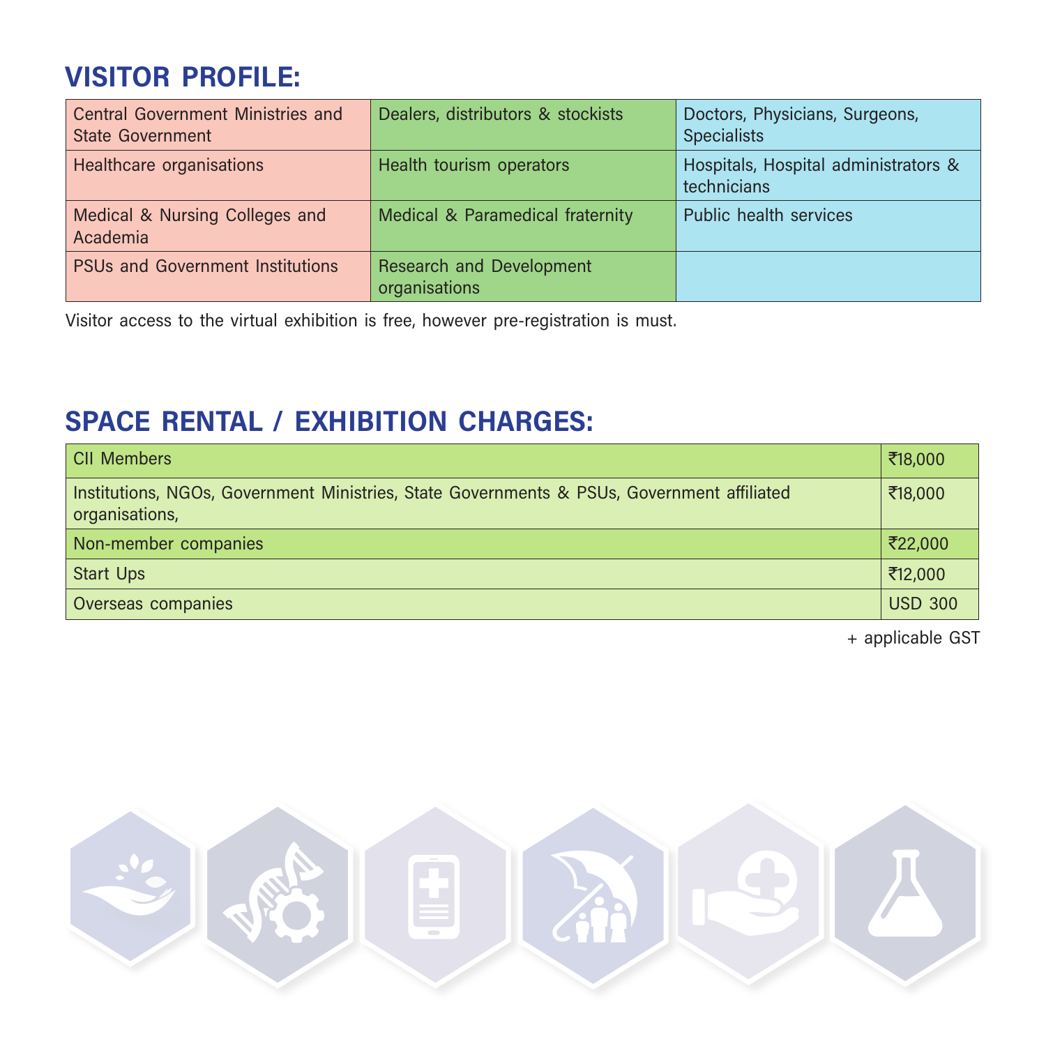## VISITOR PROFILE:

| | | |
|---|---|---|
| Central Government Ministries and State Government | Dealers, distributors & stockists | Doctors, Physicians, Surgeons, Specialists |
| Healthcare organisations | Health tourism operators | Hospitals, Hospital administrators & technicians |
| Medical & Nursing Colleges and Academia | Medical & Paramedical fraternity | Public health services |
| PSUs and Government Institutions | Research and Development organisations | |

Visitor access to the virtual exhibition is free, however pre-registration is must.

## SPACE RENTAL / EXHIBITION CHARGES:

| | |
|---|---|
| CII Members | ₹18,000 |
| Institutions, NGOs, Government Ministries, State Governments & PSUs, Government affiliated organisations, | ₹18,000 |
| Non-member companies | ₹22,000 |
| Start Ups | ₹12,000 |
| Overseas companies | USD 300 |

+ applicable GST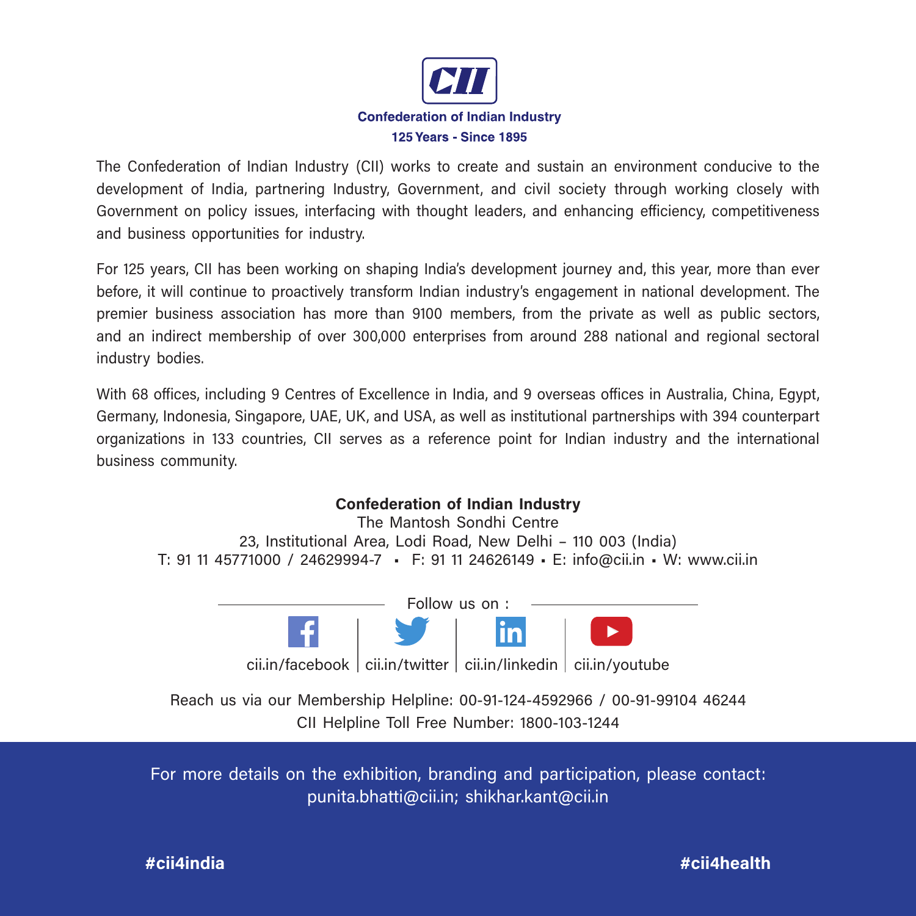**Confederation of Indian Industry**
**125 Years - Since 1895**

The Confederation of Indian Industry (CII) works to create and sustain an environment conducive to the development of India, partnering Industry, Government, and civil society through working closely with Government on policy issues, interfacing with thought leaders, and enhancing efficiency, competitiveness and business opportunities for industry.

For 125 years, CII has been working on shaping India's development journey and, this year, more than ever before, it will continue to proactively transform Indian industry's engagement in national development. The premier business association has more than 9100 members, from the private as well as public sectors, and an indirect membership of over 300,000 enterprises from around 288 national and regional sectoral industry bodies.

With 68 offices, including 9 Centres of Excellence in India, and 9 overseas offices in Australia, China, Egypt, Germany, Indonesia, Singapore, UAE, UK, and USA, as well as institutional partnerships with 394 counterpart organizations in 133 countries, CII serves as a reference point for Indian industry and the international business community.

**Confederation of Indian Industry**
The Mantosh Sondhi Centre
23, Institutional Area, Lodi Road, New Delhi – 110 003 (India)
T: 91 11 45771000 / 24629994-7 ▪ F: 91 11 24626149 ▪ E: info@cii.in ▪ W: www.cii.in

Follow us on :

cii.in/facebook | cii.in/twitter | cii.in/linkedin | cii.in/youtube

Reach us via our Membership Helpline: 00-91-124-4592966 / 00-91-99104 46244
CII Helpline Toll Free Number: 1800-103-1244

For more details on the exhibition, branding and participation, please contact:
punita.bhatti@cii.in; shikhar.kant@cii.in

**#cii4india** **#cii4health**